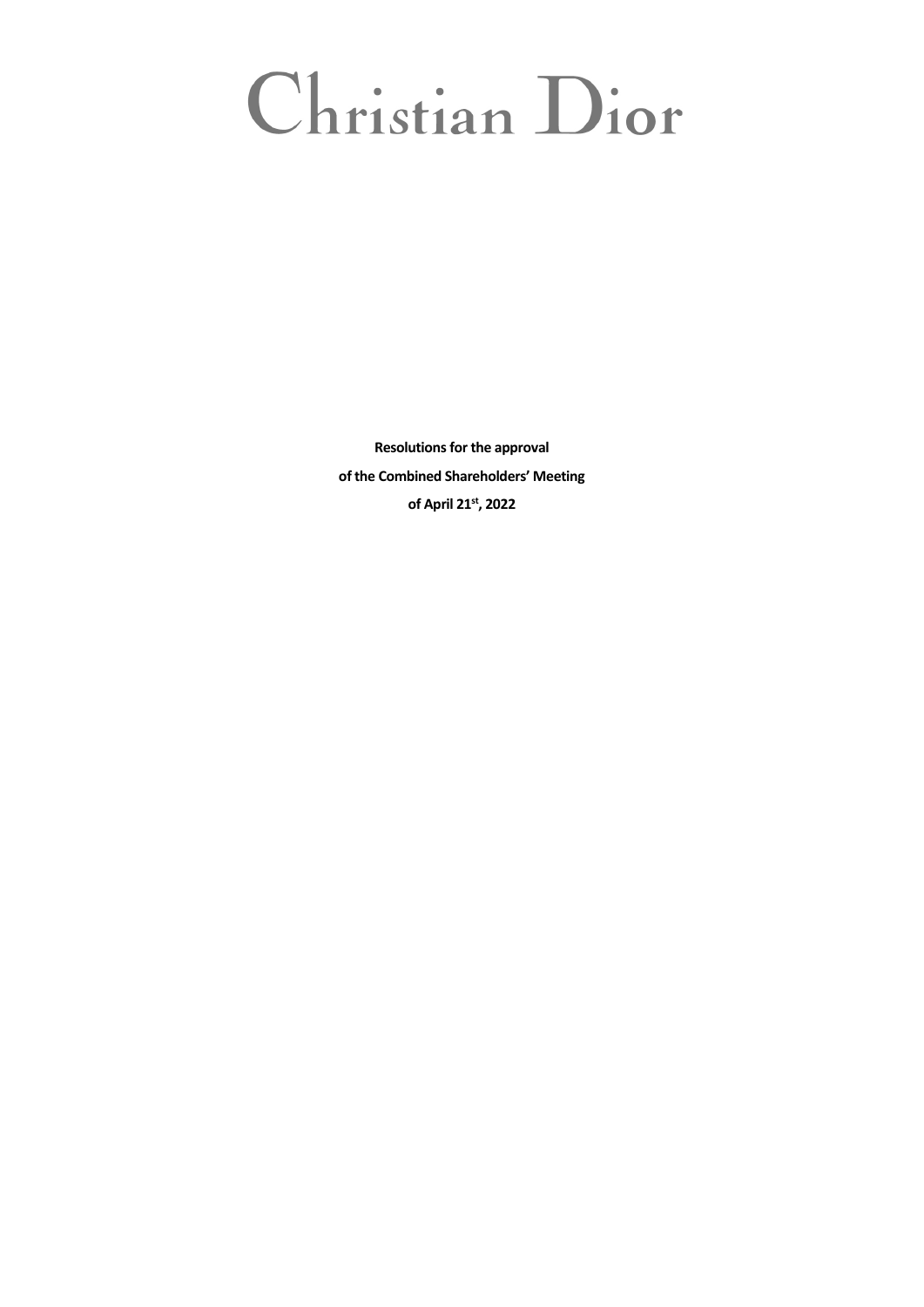# Christian Dior

**Resolutions for the approval**

**of the Combined Shareholders' Meeting**

**of April 21st, 2022**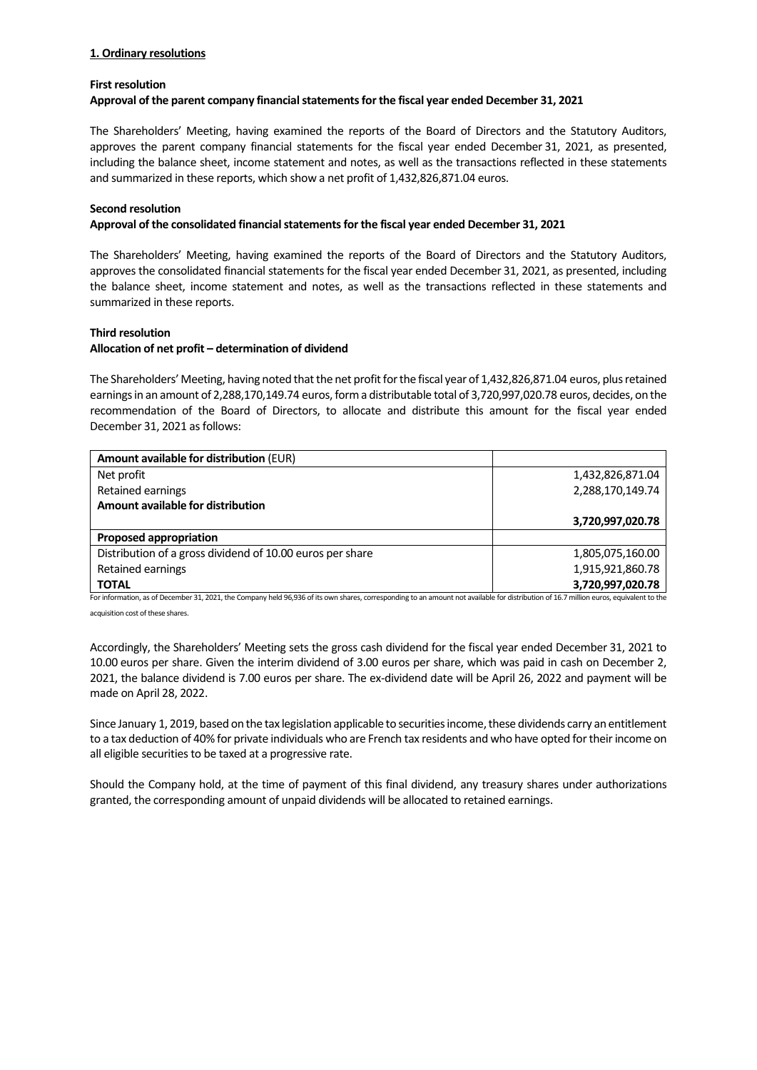**1. Ordinary resolutions**

**First resolution**

**Approval of the parent company financial statements for the fiscal year ended December 31, 2021**

The Shareholders' Meeting, having examined the reports of the Board of Directors and the Statutory Auditors, approves the parent company financial statements for the fiscal year ended December 31, 2021, as presented, including the balance sheet, income statement and notes, as well as the transactions reflected in these statements and summarized in these reports, which show a net profit of 1,432,826,871.04 euros.

**Second resolution**

**Approval of the consolidated financial statements for the fiscal year ended December 31, 2021**

The Shareholders' Meeting, having examined the reports of the Board of Directors and the Statutory Auditors, approves the consolidated financial statements for the fiscal year ended December 31, 2021, as presented, including the balance sheet, income statement and notes, as well as the transactions reflected in these statements and summarized in these reports.

**Third resolution**

**Allocation of net profit – determination of dividend**

The Shareholders' Meeting, having noted that the net profit for the fiscal year of 1,432,826,871.04 euros, plus retained earnings in an amount of 2,288,170,149.74 euros, form a distributable total of 3,720,997,020.78 euros, decides, on the recommendation of the Board of Directors, to allocate and distribute this amount for the fiscal year ended December 31, 2021 as follows:

| **Amount available for distribution** (EUR) | |
|---|---|
| Net profit | 1,432,826,871.04 |
| Retained earnings | 2,288,170,149.74 |
| **Amount available for distribution** | **3,720,997,020.78** |
| **Proposed appropriation** | |
| Distribution of a gross dividend of 10.00 euros per share | 1,805,075,160.00 |
| Retained earnings | 1,915,921,860.78 |
| **TOTAL** | **3,720,997,020.78** |

For information, as of December 31, 2021, the Company held 96,936 of its own shares, corresponding to an amount not available for distribution of 16.7 million euros, equivalent to the acquisition cost of these shares.

Accordingly, the Shareholders' Meeting sets the gross cash dividend for the fiscal year ended December 31, 2021 to 10.00 euros per share. Given the interim dividend of 3.00 euros per share, which was paid in cash on December 2, 2021, the balance dividend is 7.00 euros per share. The ex-dividend date will be April 26, 2022 and payment will be made on April 28, 2022.

Since January 1, 2019, based on the tax legislation applicable to securities income, these dividends carry an entitlement to a tax deduction of 40% for private individuals who are French tax residents and who have opted for their income on all eligible securities to be taxed at a progressive rate.

Should the Company hold, at the time of payment of this final dividend, any treasury shares under authorizations granted, the corresponding amount of unpaid dividends will be allocated to retained earnings.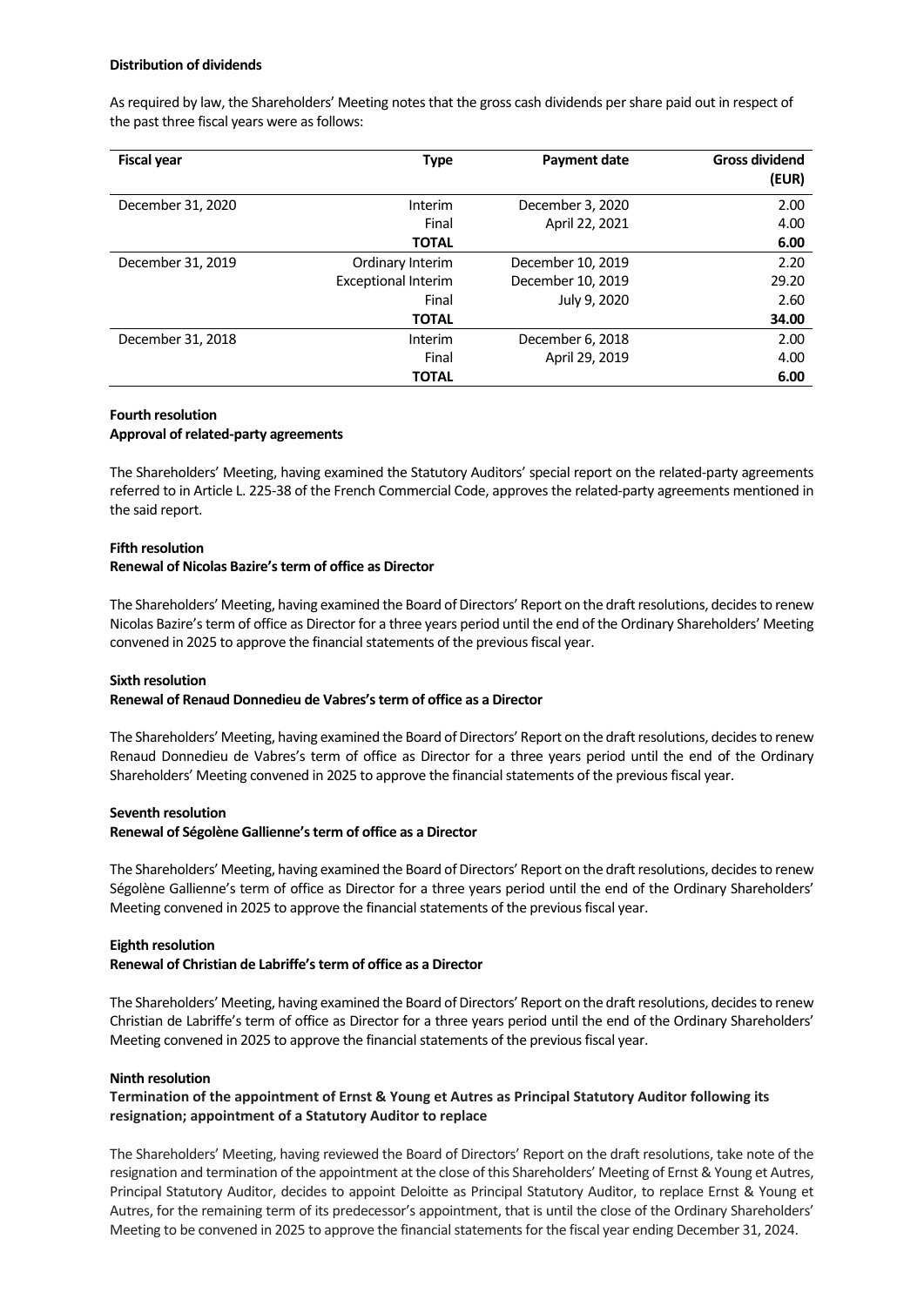**Distribution of dividends**

As required by law, the Shareholders' Meeting notes that the gross cash dividends per share paid out in respect of the past three fiscal years were as follows:

| Fiscal year | Type | Payment date | Gross dividend (EUR) |
|---|---|---|---|
| December 31, 2020 | Interim | December 3, 2020 | 2.00 |
| | Final | April 22, 2021 | 4.00 |
| | **TOTAL** | | **6.00** |
| December 31, 2019 | Ordinary Interim | December 10, 2019 | 2.20 |
| | Exceptional Interim | December 10, 2019 | 29.20 |
| | Final | July 9, 2020 | 2.60 |
| | **TOTAL** | | **34.00** |
| December 31, 2018 | Interim | December 6, 2018 | 2.00 |
| | Final | April 29, 2019 | 4.00 |
| | **TOTAL** | | **6.00** |

**Fourth resolution**
**Approval of related-party agreements**

The Shareholders' Meeting, having examined the Statutory Auditors' special report on the related-party agreements referred to in Article L. 225-38 of the French Commercial Code, approves the related-party agreements mentioned in the said report.

**Fifth resolution**
**Renewal of Nicolas Bazire's term of office as Director**

The Shareholders' Meeting, having examined the Board of Directors' Report on the draft resolutions, decides to renew Nicolas Bazire's term of office as Director for a three years period until the end of the Ordinary Shareholders' Meeting convened in 2025 to approve the financial statements of the previous fiscal year.

**Sixth resolution**
**Renewal of Renaud Donnedieu de Vabres's term of office as a Director**

The Shareholders' Meeting, having examined the Board of Directors' Report on the draft resolutions, decides to renew Renaud Donnedieu de Vabres's term of office as Director for a three years period until the end of the Ordinary Shareholders' Meeting convened in 2025 to approve the financial statements of the previous fiscal year.

**Seventh resolution**
**Renewal of Ségolène Gallienne's term of office as a Director**

The Shareholders' Meeting, having examined the Board of Directors' Report on the draft resolutions, decides to renew Ségolène Gallienne's term of office as Director for a three years period until the end of the Ordinary Shareholders' Meeting convened in 2025 to approve the financial statements of the previous fiscal year.

**Eighth resolution**
**Renewal of Christian de Labriffe's term of office as a Director**

The Shareholders' Meeting, having examined the Board of Directors' Report on the draft resolutions, decides to renew Christian de Labriffe's term of office as Director for a three years period until the end of the Ordinary Shareholders' Meeting convened in 2025 to approve the financial statements of the previous fiscal year.

**Ninth resolution**
**Termination of the appointment of Ernst & Young et Autres as Principal Statutory Auditor following its resignation; appointment of a Statutory Auditor to replace**

The Shareholders' Meeting, having reviewed the Board of Directors' Report on the draft resolutions, take note of the resignation and termination of the appointment at the close of this Shareholders' Meeting of Ernst & Young et Autres, Principal Statutory Auditor, decides to appoint Deloitte as Principal Statutory Auditor, to replace Ernst & Young et Autres, for the remaining term of its predecessor's appointment, that is until the close of the Ordinary Shareholders' Meeting to be convened in 2025 to approve the financial statements for the fiscal year ending December 31, 2024.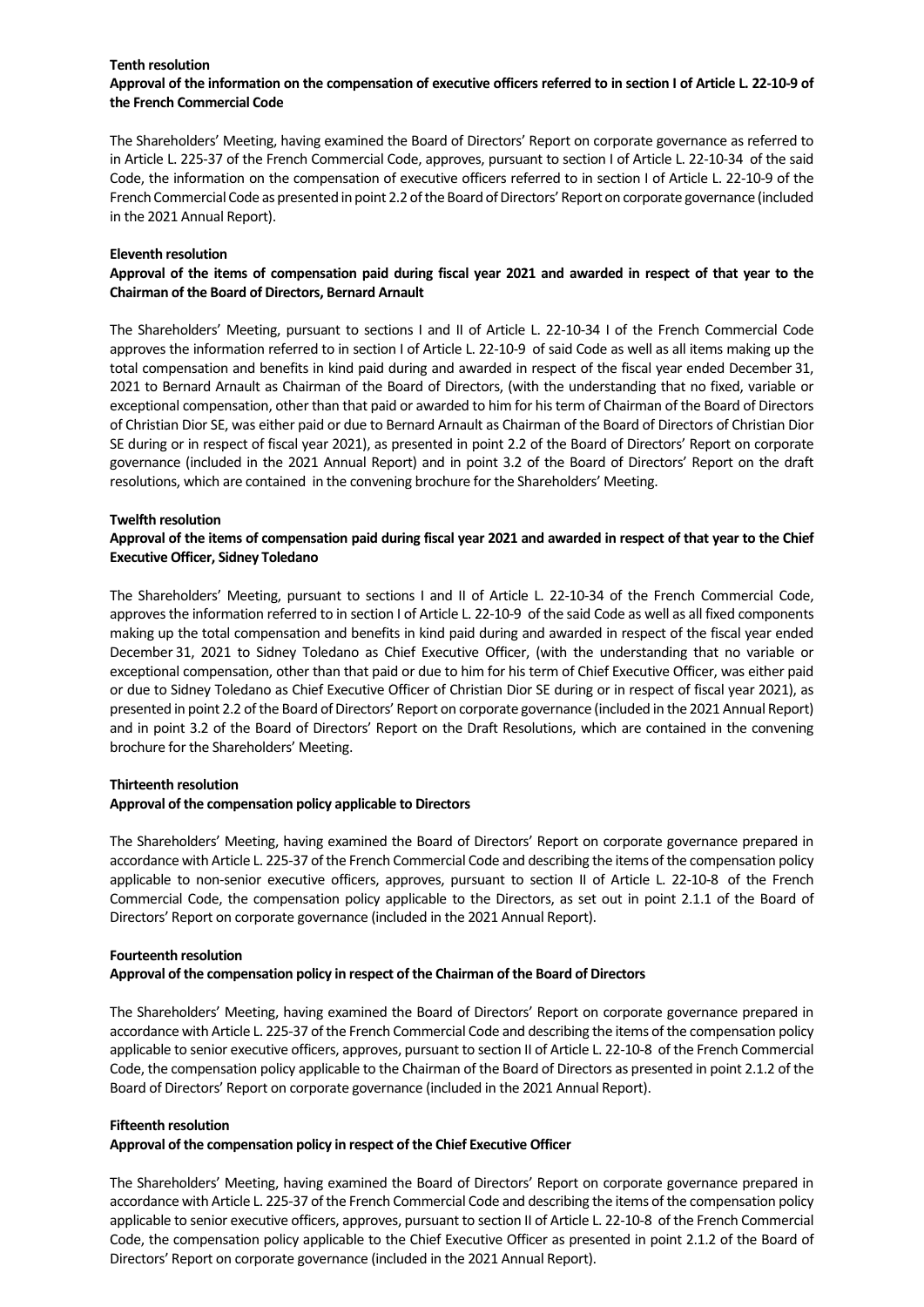**Tenth resolution**
**Approval of the information on the compensation of executive officers referred to in section I of Article L. 22-10-9 of the French Commercial Code**

The Shareholders' Meeting, having examined the Board of Directors' Report on corporate governance as referred to in Article L. 225-37 of the French Commercial Code, approves, pursuant to section I of Article L. 22-10-34 of the said Code, the information on the compensation of executive officers referred to in section I of Article L. 22-10-9 of the French Commercial Code as presented in point 2.2 of the Board of Directors' Report on corporate governance (included in the 2021 Annual Report).

**Eleventh resolution**
**Approval of the items of compensation paid during fiscal year 2021 and awarded in respect of that year to the Chairman of the Board of Directors, Bernard Arnault**

The Shareholders' Meeting, pursuant to sections I and II of Article L. 22-10-34 I of the French Commercial Code approves the information referred to in section I of Article L. 22-10-9 of said Code as well as all items making up the total compensation and benefits in kind paid during and awarded in respect of the fiscal year ended December 31, 2021 to Bernard Arnault as Chairman of the Board of Directors, (with the understanding that no fixed, variable or exceptional compensation, other than that paid or awarded to him for his term of Chairman of the Board of Directors of Christian Dior SE, was either paid or due to Bernard Arnault as Chairman of the Board of Directors of Christian Dior SE during or in respect of fiscal year 2021), as presented in point 2.2 of the Board of Directors' Report on corporate governance (included in the 2021 Annual Report) and in point 3.2 of the Board of Directors' Report on the draft resolutions, which are contained in the convening brochure for the Shareholders' Meeting.

**Twelfth resolution**
**Approval of the items of compensation paid during fiscal year 2021 and awarded in respect of that year to the Chief Executive Officer, Sidney Toledano**

The Shareholders' Meeting, pursuant to sections I and II of Article L. 22-10-34 of the French Commercial Code, approves the information referred to in section I of Article L. 22-10-9 of the said Code as well as all fixed components making up the total compensation and benefits in kind paid during and awarded in respect of the fiscal year ended December 31, 2021 to Sidney Toledano as Chief Executive Officer, (with the understanding that no variable or exceptional compensation, other than that paid or due to him for his term of Chief Executive Officer, was either paid or due to Sidney Toledano as Chief Executive Officer of Christian Dior SE during or in respect of fiscal year 2021), as presented in point 2.2 of the Board of Directors' Report on corporate governance (included in the 2021 Annual Report) and in point 3.2 of the Board of Directors' Report on the Draft Resolutions, which are contained in the convening brochure for the Shareholders' Meeting.

**Thirteenth resolution**
**Approval of the compensation policy applicable to Directors**

The Shareholders' Meeting, having examined the Board of Directors' Report on corporate governance prepared in accordance with Article L. 225-37 of the French Commercial Code and describing the items of the compensation policy applicable to non-senior executive officers, approves, pursuant to section II of Article L. 22-10-8 of the French Commercial Code, the compensation policy applicable to the Directors, as set out in point 2.1.1 of the Board of Directors' Report on corporate governance (included in the 2021 Annual Report).

**Fourteenth resolution**
**Approval of the compensation policy in respect of the Chairman of the Board of Directors**

The Shareholders' Meeting, having examined the Board of Directors' Report on corporate governance prepared in accordance with Article L. 225-37 of the French Commercial Code and describing the items of the compensation policy applicable to senior executive officers, approves, pursuant to section II of Article L. 22-10-8 of the French Commercial Code, the compensation policy applicable to the Chairman of the Board of Directors as presented in point 2.1.2 of the Board of Directors' Report on corporate governance (included in the 2021 Annual Report).

**Fifteenth resolution**
**Approval of the compensation policy in respect of the Chief Executive Officer**

The Shareholders' Meeting, having examined the Board of Directors' Report on corporate governance prepared in accordance with Article L. 225-37 of the French Commercial Code and describing the items of the compensation policy applicable to senior executive officers, approves, pursuant to section II of Article L. 22-10-8 of the French Commercial Code, the compensation policy applicable to the Chief Executive Officer as presented in point 2.1.2 of the Board of Directors' Report on corporate governance (included in the 2021 Annual Report).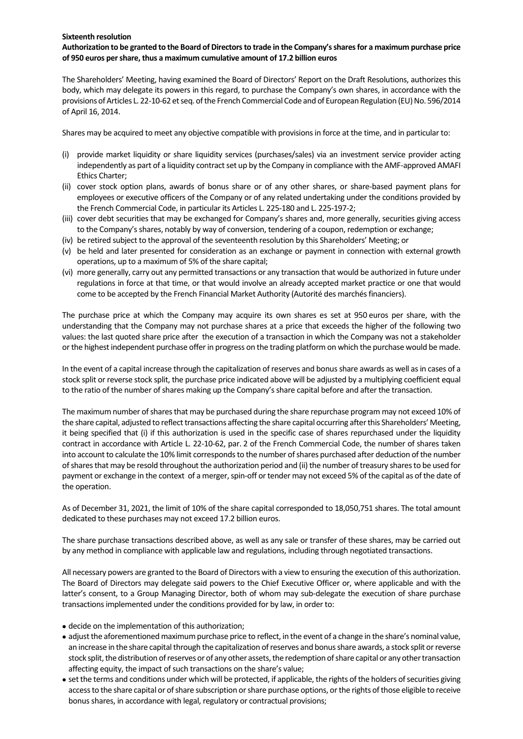**Sixteenth resolution**

**Authorization to be granted to the Board of Directors to trade in the Company's shares for a maximum purchase price of 950 euros per share, thus a maximum cumulative amount of 17.2 billion euros**

The Shareholders' Meeting, having examined the Board of Directors' Report on the Draft Resolutions, authorizes this body, which may delegate its powers in this regard, to purchase the Company's own shares, in accordance with the provisions of Articles L. 22-10-62 et seq. of the French Commercial Code and of European Regulation (EU) No. 596/2014 of April 16, 2014.

Shares may be acquired to meet any objective compatible with provisions in force at the time, and in particular to:

(i) provide market liquidity or share liquidity services (purchases/sales) via an investment service provider acting independently as part of a liquidity contract set up by the Company in compliance with the AMF-approved AMAFI Ethics Charter;
(ii) cover stock option plans, awards of bonus share or of any other shares, or share-based payment plans for employees or executive officers of the Company or of any related undertaking under the conditions provided by the French Commercial Code, in particular its Articles L. 225-180 and L. 225-197-2;
(iii) cover debt securities that may be exchanged for Company's shares and, more generally, securities giving access to the Company's shares, notably by way of conversion, tendering of a coupon, redemption or exchange;
(iv) be retired subject to the approval of the seventeenth resolution by this Shareholders' Meeting; or
(v) be held and later presented for consideration as an exchange or payment in connection with external growth operations, up to a maximum of 5% of the share capital;
(vi) more generally, carry out any permitted transactions or any transaction that would be authorized in future under regulations in force at that time, or that would involve an already accepted market practice or one that would come to be accepted by the French Financial Market Authority (Autorité des marchés financiers).

The purchase price at which the Company may acquire its own shares es set at 950 euros per share, with the understanding that the Company may not purchase shares at a price that exceeds the higher of the following two values: the last quoted share price after the execution of a transaction in which the Company was not a stakeholder or the highest independent purchase offer in progress on the trading platform on which the purchase would be made.

In the event of a capital increase through the capitalization of reserves and bonus share awards as well as in cases of a stock split or reverse stock split, the purchase price indicated above will be adjusted by a multiplying coefficient equal to the ratio of the number of shares making up the Company's share capital before and after the transaction.

The maximum number of shares that may be purchased during the share repurchase program may not exceed 10% of the share capital, adjusted to reflect transactions affecting the share capital occurring after this Shareholders' Meeting, it being specified that (i) if this authorization is used in the specific case of shares repurchased under the liquidity contract in accordance with Article L. 22-10-62, par. 2 of the French Commercial Code, the number of shares taken into account to calculate the 10% limit corresponds to the number of shares purchased after deduction of the number of shares that may be resold throughout the authorization period and (ii) the number of treasury shares to be used for payment or exchange in the context of a merger, spin-off or tender may not exceed 5% of the capital as of the date of the operation.

As of December 31, 2021, the limit of 10% of the share capital corresponded to 18,050,751 shares. The total amount dedicated to these purchases may not exceed 17.2 billion euros.

The share purchase transactions described above, as well as any sale or transfer of these shares, may be carried out by any method in compliance with applicable law and regulations, including through negotiated transactions.

All necessary powers are granted to the Board of Directors with a view to ensuring the execution of this authorization. The Board of Directors may delegate said powers to the Chief Executive Officer or, where applicable and with the latter's consent, to a Group Managing Director, both of whom may sub-delegate the execution of share purchase transactions implemented under the conditions provided for by law, in order to:

- decide on the implementation of this authorization;
- adjust the aforementioned maximum purchase price to reflect, in the event of a change in the share's nominal value, an increase in the share capital through the capitalization of reserves and bonus share awards, a stock split or reverse stock split, the distribution of reserves or of any other assets, the redemption of share capital or any other transaction affecting equity, the impact of such transactions on the share's value;
- set the terms and conditions under which will be protected, if applicable, the rights of the holders of securities giving access to the share capital or of share subscription or share purchase options, or the rights of those eligible to receive bonus shares, in accordance with legal, regulatory or contractual provisions;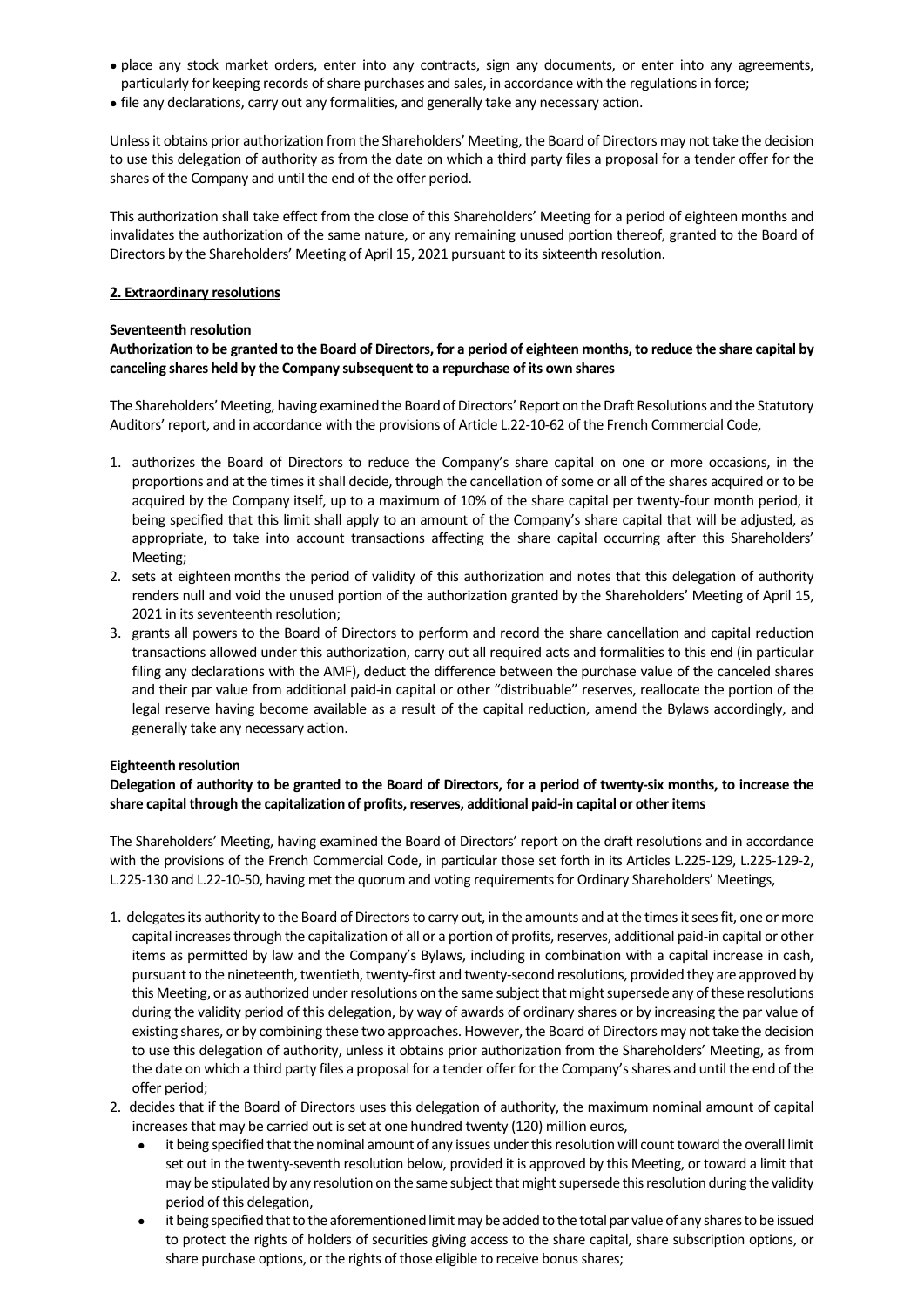- place any stock market orders, enter into any contracts, sign any documents, or enter into any agreements, particularly for keeping records of share purchases and sales, in accordance with the regulations in force;
- file any declarations, carry out any formalities, and generally take any necessary action.

Unless it obtains prior authorization from the Shareholders' Meeting, the Board of Directors may not take the decision to use this delegation of authority as from the date on which a third party files a proposal for a tender offer for the shares of the Company and until the end of the offer period.

This authorization shall take effect from the close of this Shareholders' Meeting for a period of eighteen months and invalidates the authorization of the same nature, or any remaining unused portion thereof, granted to the Board of Directors by the Shareholders' Meeting of April 15, 2021 pursuant to its sixteenth resolution.

## 2. Extraordinary resolutions

### Seventeenth resolution

**Authorization to be granted to the Board of Directors, for a period of eighteen months, to reduce the share capital by canceling shares held by the Company subsequent to a repurchase of its own shares**

The Shareholders' Meeting, having examined the Board of Directors' Report on the Draft Resolutions and the Statutory Auditors' report, and in accordance with the provisions of Article L.22-10-62 of the French Commercial Code,

1. authorizes the Board of Directors to reduce the Company's share capital on one or more occasions, in the proportions and at the times it shall decide, through the cancellation of some or all of the shares acquired or to be acquired by the Company itself, up to a maximum of 10% of the share capital per twenty-four month period, it being specified that this limit shall apply to an amount of the Company's share capital that will be adjusted, as appropriate, to take into account transactions affecting the share capital occurring after this Shareholders' Meeting;
2. sets at eighteen months the period of validity of this authorization and notes that this delegation of authority renders null and void the unused portion of the authorization granted by the Shareholders' Meeting of April 15, 2021 in its seventeenth resolution;
3. grants all powers to the Board of Directors to perform and record the share cancellation and capital reduction transactions allowed under this authorization, carry out all required acts and formalities to this end (in particular filing any declarations with the AMF), deduct the difference between the purchase value of the canceled shares and their par value from additional paid-in capital or other "distribuable" reserves, reallocate the portion of the legal reserve having become available as a result of the capital reduction, amend the Bylaws accordingly, and generally take any necessary action.

### Eighteenth resolution

**Delegation of authority to be granted to the Board of Directors, for a period of twenty-six months, to increase the share capital through the capitalization of profits, reserves, additional paid-in capital or other items**

The Shareholders' Meeting, having examined the Board of Directors' report on the draft resolutions and in accordance with the provisions of the French Commercial Code, in particular those set forth in its Articles L.225-129, L.225-129-2, L.225-130 and L.22-10-50, having met the quorum and voting requirements for Ordinary Shareholders' Meetings,

1. delegates its authority to the Board of Directors to carry out, in the amounts and at the times it sees fit, one or more capital increases through the capitalization of all or a portion of profits, reserves, additional paid-in capital or other items as permitted by law and the Company's Bylaws, including in combination with a capital increase in cash, pursuant to the nineteenth, twentieth, twenty-first and twenty-second resolutions, provided they are approved by this Meeting, or as authorized under resolutions on the same subject that might supersede any of these resolutions during the validity period of this delegation, by way of awards of ordinary shares or by increasing the par value of existing shares, or by combining these two approaches. However, the Board of Directors may not take the decision to use this delegation of authority, unless it obtains prior authorization from the Shareholders' Meeting, as from the date on which a third party files a proposal for a tender offer for the Company's shares and until the end of the offer period;
2. decides that if the Board of Directors uses this delegation of authority, the maximum nominal amount of capital increases that may be carried out is set at one hundred twenty (120) million euros,
   - it being specified that the nominal amount of any issues under this resolution will count toward the overall limit set out in the twenty-seventh resolution below, provided it is approved by this Meeting, or toward a limit that may be stipulated by any resolution on the same subject that might supersede this resolution during the validity period of this delegation,
   - it being specified that to the aforementioned limit may be added to the total par value of any shares to be issued to protect the rights of holders of securities giving access to the share capital, share subscription options, or share purchase options, or the rights of those eligible to receive bonus shares;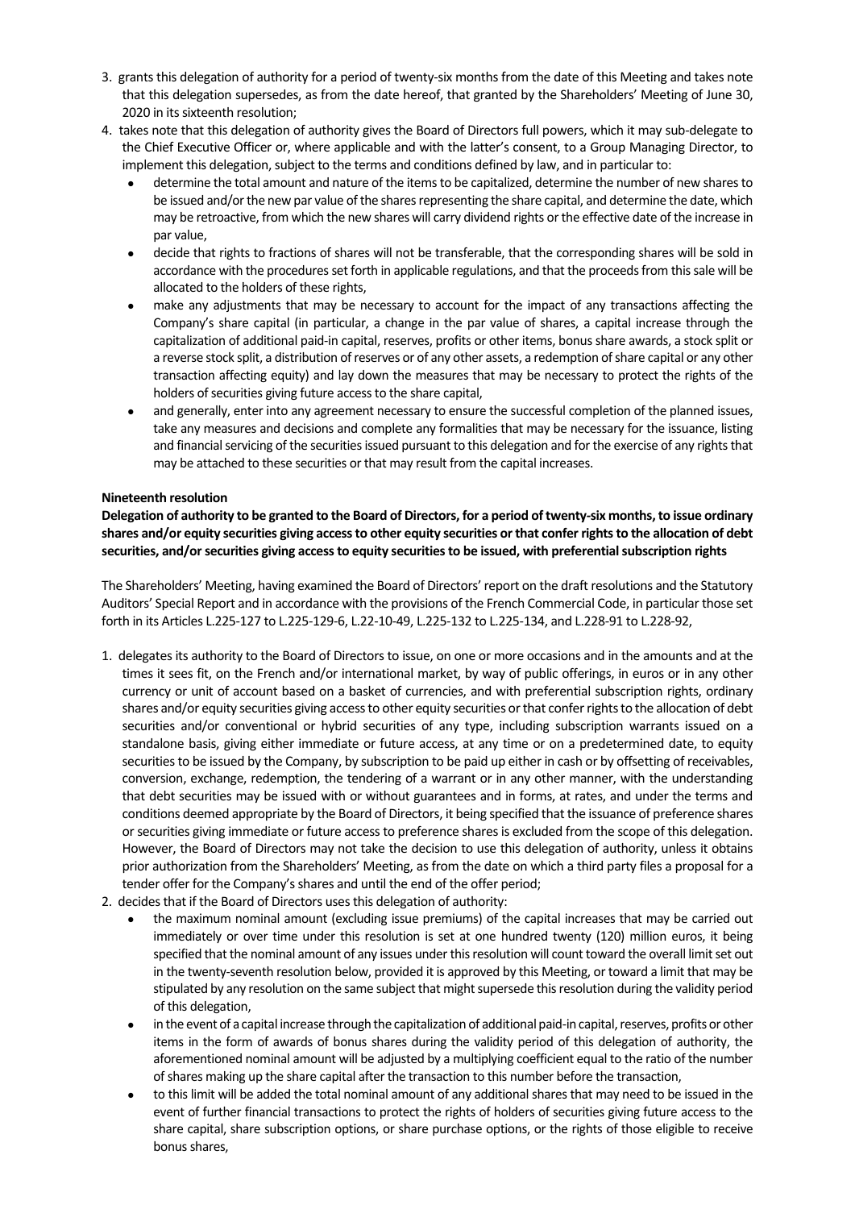3. grants this delegation of authority for a period of twenty-six months from the date of this Meeting and takes note that this delegation supersedes, as from the date hereof, that granted by the Shareholders' Meeting of June 30, 2020 in its sixteenth resolution;
4. takes note that this delegation of authority gives the Board of Directors full powers, which it may sub-delegate to the Chief Executive Officer or, where applicable and with the latter's consent, to a Group Managing Director, to implement this delegation, subject to the terms and conditions defined by law, and in particular to:
   - determine the total amount and nature of the items to be capitalized, determine the number of new shares to be issued and/or the new par value of the shares representing the share capital, and determine the date, which may be retroactive, from which the new shares will carry dividend rights or the effective date of the increase in par value,
   - decide that rights to fractions of shares will not be transferable, that the corresponding shares will be sold in accordance with the procedures set forth in applicable regulations, and that the proceeds from this sale will be allocated to the holders of these rights,
   - make any adjustments that may be necessary to account for the impact of any transactions affecting the Company's share capital (in particular, a change in the par value of shares, a capital increase through the capitalization of additional paid-in capital, reserves, profits or other items, bonus share awards, a stock split or a reverse stock split, a distribution of reserves or of any other assets, a redemption of share capital or any other transaction affecting equity) and lay down the measures that may be necessary to protect the rights of the holders of securities giving future access to the share capital,
   - and generally, enter into any agreement necessary to ensure the successful completion of the planned issues, take any measures and decisions and complete any formalities that may be necessary for the issuance, listing and financial servicing of the securities issued pursuant to this delegation and for the exercise of any rights that may be attached to these securities or that may result from the capital increases.

**Nineteenth resolution**

**Delegation of authority to be granted to the Board of Directors, for a period of twenty-six months, to issue ordinary shares and/or equity securities giving access to other equity securities or that confer rights to the allocation of debt securities, and/or securities giving access to equity securities to be issued, with preferential subscription rights**

The Shareholders' Meeting, having examined the Board of Directors' report on the draft resolutions and the Statutory Auditors' Special Report and in accordance with the provisions of the French Commercial Code, in particular those set forth in its Articles L.225-127 to L.225-129-6, L.22-10-49, L.225-132 to L.225-134, and L.228-91 to L.228-92,

1. delegates its authority to the Board of Directors to issue, on one or more occasions and in the amounts and at the times it sees fit, on the French and/or international market, by way of public offerings, in euros or in any other currency or unit of account based on a basket of currencies, and with preferential subscription rights, ordinary shares and/or equity securities giving access to other equity securities or that confer rights to the allocation of debt securities and/or conventional or hybrid securities of any type, including subscription warrants issued on a standalone basis, giving either immediate or future access, at any time or on a predetermined date, to equity securities to be issued by the Company, by subscription to be paid up either in cash or by offsetting of receivables, conversion, exchange, redemption, the tendering of a warrant or in any other manner, with the understanding that debt securities may be issued with or without guarantees and in forms, at rates, and under the terms and conditions deemed appropriate by the Board of Directors, it being specified that the issuance of preference shares or securities giving immediate or future access to preference shares is excluded from the scope of this delegation. However, the Board of Directors may not take the decision to use this delegation of authority, unless it obtains prior authorization from the Shareholders' Meeting, as from the date on which a third party files a proposal for a tender offer for the Company's shares and until the end of the offer period;
2. decides that if the Board of Directors uses this delegation of authority:
   - the maximum nominal amount (excluding issue premiums) of the capital increases that may be carried out immediately or over time under this resolution is set at one hundred twenty (120) million euros, it being specified that the nominal amount of any issues under this resolution will count toward the overall limit set out in the twenty-seventh resolution below, provided it is approved by this Meeting, or toward a limit that may be stipulated by any resolution on the same subject that might supersede this resolution during the validity period of this delegation,
   - in the event of a capital increase through the capitalization of additional paid-in capital, reserves, profits or other items in the form of awards of bonus shares during the validity period of this delegation of authority, the aforementioned nominal amount will be adjusted by a multiplying coefficient equal to the ratio of the number of shares making up the share capital after the transaction to this number before the transaction,
   - to this limit will be added the total nominal amount of any additional shares that may need to be issued in the event of further financial transactions to protect the rights of holders of securities giving future access to the share capital, share subscription options, or share purchase options, or the rights of those eligible to receive bonus shares,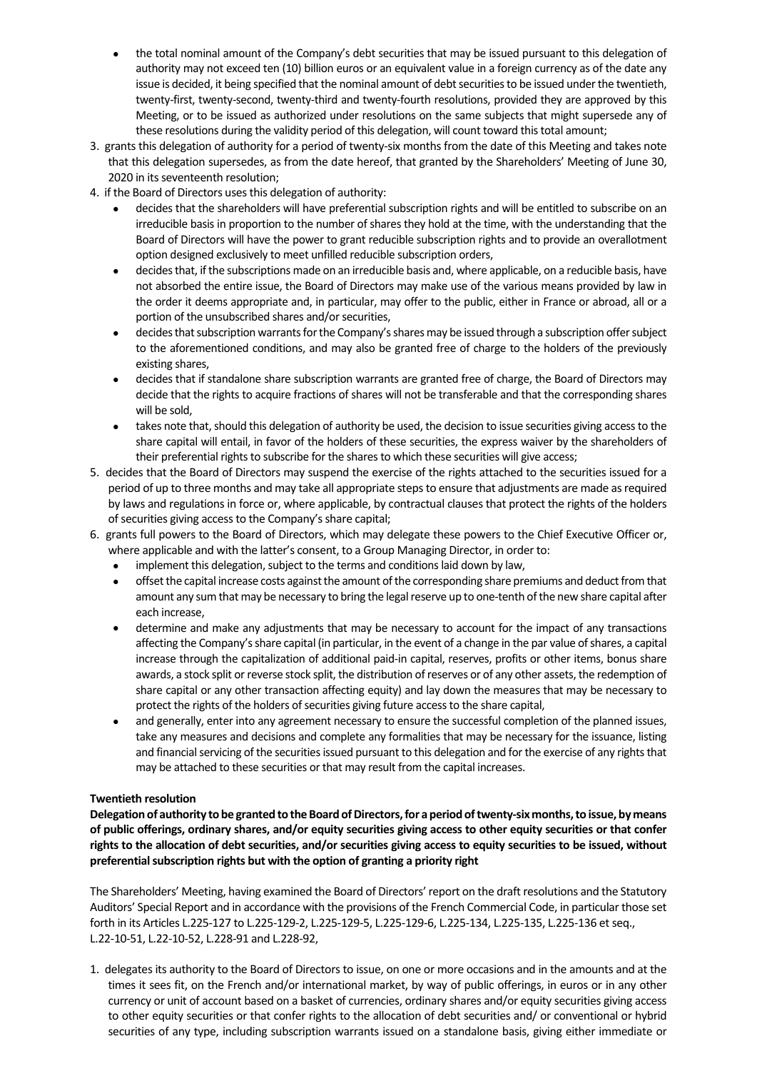- the total nominal amount of the Company's debt securities that may be issued pursuant to this delegation of authority may not exceed ten (10) billion euros or an equivalent value in a foreign currency as of the date any issue is decided, it being specified that the nominal amount of debt securities to be issued under the twentieth, twenty-first, twenty-second, twenty-third and twenty-fourth resolutions, provided they are approved by this Meeting, or to be issued as authorized under resolutions on the same subjects that might supersede any of these resolutions during the validity period of this delegation, will count toward this total amount;

3. grants this delegation of authority for a period of twenty-six months from the date of this Meeting and takes note that this delegation supersedes, as from the date hereof, that granted by the Shareholders' Meeting of June 30, 2020 in its seventeenth resolution;
4. if the Board of Directors uses this delegation of authority:
   - decides that the shareholders will have preferential subscription rights and will be entitled to subscribe on an irreducible basis in proportion to the number of shares they hold at the time, with the understanding that the Board of Directors will have the power to grant reducible subscription rights and to provide an overallotment option designed exclusively to meet unfilled reducible subscription orders,
   - decides that, if the subscriptions made on an irreducible basis and, where applicable, on a reducible basis, have not absorbed the entire issue, the Board of Directors may make use of the various means provided by law in the order it deems appropriate and, in particular, may offer to the public, either in France or abroad, all or a portion of the unsubscribed shares and/or securities,
   - decides that subscription warrants for the Company's shares may be issued through a subscription offer subject to the aforementioned conditions, and may also be granted free of charge to the holders of the previously existing shares,
   - decides that if standalone share subscription warrants are granted free of charge, the Board of Directors may decide that the rights to acquire fractions of shares will not be transferable and that the corresponding shares will be sold,
   - takes note that, should this delegation of authority be used, the decision to issue securities giving access to the share capital will entail, in favor of the holders of these securities, the express waiver by the shareholders of their preferential rights to subscribe for the shares to which these securities will give access;
5. decides that the Board of Directors may suspend the exercise of the rights attached to the securities issued for a period of up to three months and may take all appropriate steps to ensure that adjustments are made as required by laws and regulations in force or, where applicable, by contractual clauses that protect the rights of the holders of securities giving access to the Company's share capital;
6. grants full powers to the Board of Directors, which may delegate these powers to the Chief Executive Officer or, where applicable and with the latter's consent, to a Group Managing Director, in order to:
   - implement this delegation, subject to the terms and conditions laid down by law,
   - offset the capital increase costs against the amount of the corresponding share premiums and deduct from that amount any sum that may be necessary to bring the legal reserve up to one-tenth of the new share capital after each increase,
   - determine and make any adjustments that may be necessary to account for the impact of any transactions affecting the Company's share capital (in particular, in the event of a change in the par value of shares, a capital increase through the capitalization of additional paid-in capital, reserves, profits or other items, bonus share awards, a stock split or reverse stock split, the distribution of reserves or of any other assets, the redemption of share capital or any other transaction affecting equity) and lay down the measures that may be necessary to protect the rights of the holders of securities giving future access to the share capital,
   - and generally, enter into any agreement necessary to ensure the successful completion of the planned issues, take any measures and decisions and complete any formalities that may be necessary for the issuance, listing and financial servicing of the securities issued pursuant to this delegation and for the exercise of any rights that may be attached to these securities or that may result from the capital increases.

**Twentieth resolution**

**Delegation of authority to be granted to the Board of Directors, for a period of twenty-six months, to issue, by means of public offerings, ordinary shares, and/or equity securities giving access to other equity securities or that confer rights to the allocation of debt securities, and/or securities giving access to equity securities to be issued, without preferential subscription rights but with the option of granting a priority right**

The Shareholders' Meeting, having examined the Board of Directors' report on the draft resolutions and the Statutory Auditors' Special Report and in accordance with the provisions of the French Commercial Code, in particular those set forth in its Articles L.225-127 to L.225-129-2, L.225-129-5, L.225-129-6, L.225-134, L.225-135, L.225-136 et seq., L.22-10-51, L.22-10-52, L.228-91 and L.228-92,

1. delegates its authority to the Board of Directors to issue, on one or more occasions and in the amounts and at the times it sees fit, on the French and/or international market, by way of public offerings, in euros or in any other currency or unit of account based on a basket of currencies, ordinary shares and/or equity securities giving access to other equity securities or that confer rights to the allocation of debt securities and/ or conventional or hybrid securities of any type, including subscription warrants issued on a standalone basis, giving either immediate or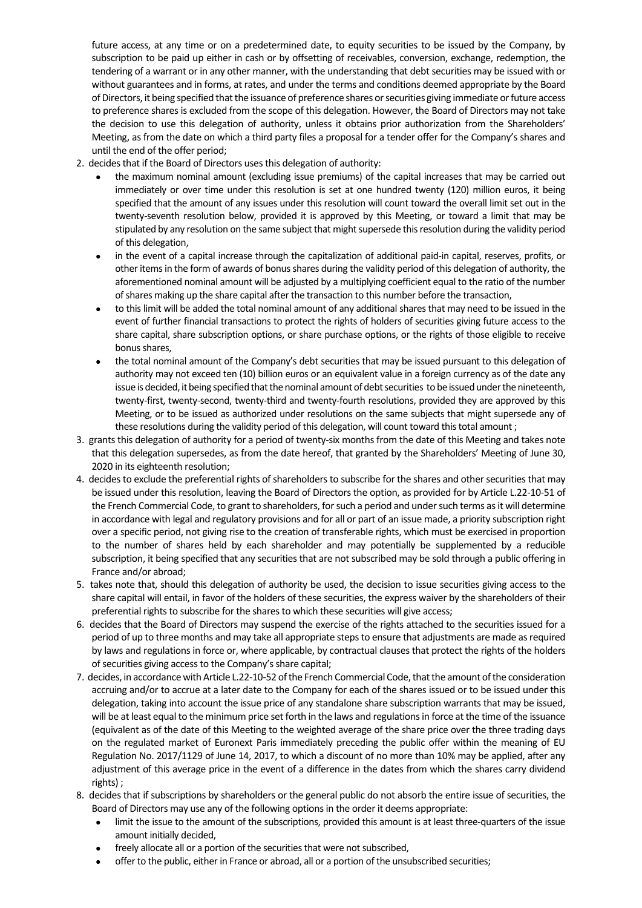future access, at any time or on a predetermined date, to equity securities to be issued by the Company, by subscription to be paid up either in cash or by offsetting of receivables, conversion, exchange, redemption, the tendering of a warrant or in any other manner, with the understanding that debt securities may be issued with or without guarantees and in forms, at rates, and under the terms and conditions deemed appropriate by the Board of Directors, it being specified that the issuance of preference shares or securities giving immediate or future access to preference shares is excluded from the scope of this delegation. However, the Board of Directors may not take the decision to use this delegation of authority, unless it obtains prior authorization from the Shareholders' Meeting, as from the date on which a third party files a proposal for a tender offer for the Company's shares and until the end of the offer period;

2. decides that if the Board of Directors uses this delegation of authority:
   - the maximum nominal amount (excluding issue premiums) of the capital increases that may be carried out immediately or over time under this resolution is set at one hundred twenty (120) million euros, it being specified that the amount of any issues under this resolution will count toward the overall limit set out in the twenty-seventh resolution below, provided it is approved by this Meeting, or toward a limit that may be stipulated by any resolution on the same subject that might supersede this resolution during the validity period of this delegation,
   - in the event of a capital increase through the capitalization of additional paid-in capital, reserves, profits, or other items in the form of awards of bonus shares during the validity period of this delegation of authority, the aforementioned nominal amount will be adjusted by a multiplying coefficient equal to the ratio of the number of shares making up the share capital after the transaction to this number before the transaction,
   - to this limit will be added the total nominal amount of any additional shares that may need to be issued in the event of further financial transactions to protect the rights of holders of securities giving future access to the share capital, share subscription options, or share purchase options, or the rights of those eligible to receive bonus shares,
   - the total nominal amount of the Company's debt securities that may be issued pursuant to this delegation of authority may not exceed ten (10) billion euros or an equivalent value in a foreign currency as of the date any issue is decided, it being specified that the nominal amount of debt securities to be issued under the nineteenth, twenty-first, twenty-second, twenty-third and twenty-fourth resolutions, provided they are approved by this Meeting, or to be issued as authorized under resolutions on the same subjects that might supersede any of these resolutions during the validity period of this delegation, will count toward this total amount ;
3. grants this delegation of authority for a period of twenty-six months from the date of this Meeting and takes note that this delegation supersedes, as from the date hereof, that granted by the Shareholders' Meeting of June 30, 2020 in its eighteenth resolution;
4. decides to exclude the preferential rights of shareholders to subscribe for the shares and other securities that may be issued under this resolution, leaving the Board of Directors the option, as provided for by Article L.22-10-51 of the French Commercial Code, to grant to shareholders, for such a period and under such terms as it will determine in accordance with legal and regulatory provisions and for all or part of an issue made, a priority subscription right over a specific period, not giving rise to the creation of transferable rights, which must be exercised in proportion to the number of shares held by each shareholder and may potentially be supplemented by a reducible subscription, it being specified that any securities that are not subscribed may be sold through a public offering in France and/or abroad;
5. takes note that, should this delegation of authority be used, the decision to issue securities giving access to the share capital will entail, in favor of the holders of these securities, the express waiver by the shareholders of their preferential rights to subscribe for the shares to which these securities will give access;
6. decides that the Board of Directors may suspend the exercise of the rights attached to the securities issued for a period of up to three months and may take all appropriate steps to ensure that adjustments are made as required by laws and regulations in force or, where applicable, by contractual clauses that protect the rights of the holders of securities giving access to the Company's share capital;
7. decides, in accordance with Article L.22-10-52 of the French Commercial Code, that the amount of the consideration accruing and/or to accrue at a later date to the Company for each of the shares issued or to be issued under this delegation, taking into account the issue price of any standalone share subscription warrants that may be issued, will be at least equal to the minimum price set forth in the laws and regulations in force at the time of the issuance (equivalent as of the date of this Meeting to the weighted average of the share price over the three trading days on the regulated market of Euronext Paris immediately preceding the public offer within the meaning of EU Regulation No. 2017/1129 of June 14, 2017, to which a discount of no more than 10% may be applied, after any adjustment of this average price in the event of a difference in the dates from which the shares carry dividend rights) ;
8. decides that if subscriptions by shareholders or the general public do not absorb the entire issue of securities, the Board of Directors may use any of the following options in the order it deems appropriate:
   - limit the issue to the amount of the subscriptions, provided this amount is at least three-quarters of the issue amount initially decided,
   - freely allocate all or a portion of the securities that were not subscribed,
   - offer to the public, either in France or abroad, all or a portion of the unsubscribed securities;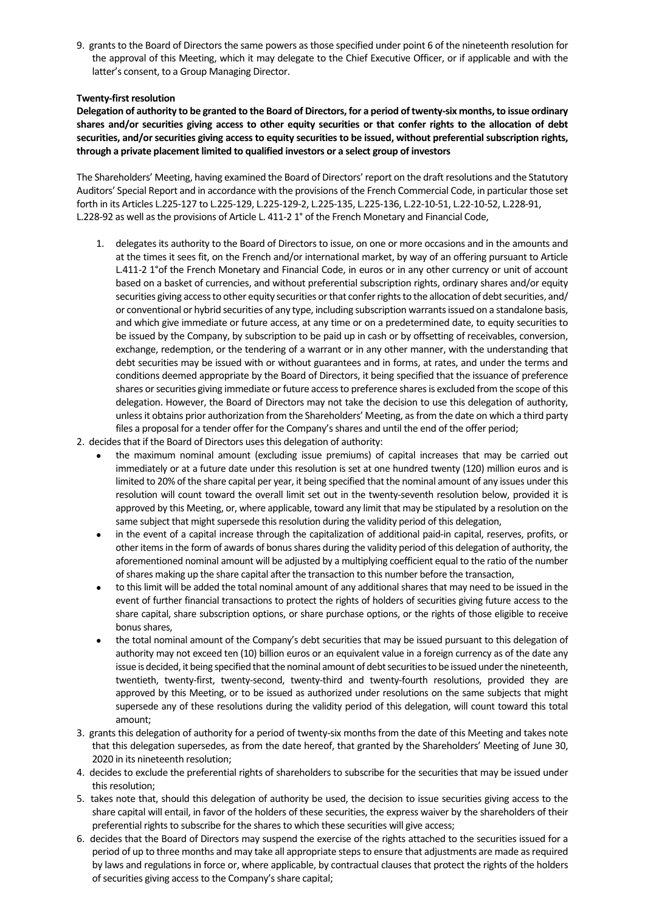9. grants to the Board of Directors the same powers as those specified under point 6 of the nineteenth resolution for the approval of this Meeting, which it may delegate to the Chief Executive Officer, or if applicable and with the latter's consent, to a Group Managing Director.

**Twenty-first resolution**

**Delegation of authority to be granted to the Board of Directors, for a period of twenty-six months, to issue ordinary shares and/or securities giving access to other equity securities or that confer rights to the allocation of debt securities, and/or securities giving access to equity securities to be issued, without preferential subscription rights, through a private placement limited to qualified investors or a select group of investors**

The Shareholders' Meeting, having examined the Board of Directors' report on the draft resolutions and the Statutory Auditors' Special Report and in accordance with the provisions of the French Commercial Code, in particular those set forth in its Articles L.225-127 to L.225-129, L.225-129-2, L.225-135, L.225-136, L.22-10-51, L.22-10-52, L.228-91, L.228-92 as well as the provisions of Article L. 411-2 1° of the French Monetary and Financial Code,

1. delegates its authority to the Board of Directors to issue, on one or more occasions and in the amounts and at the times it sees fit, on the French and/or international market, by way of an offering pursuant to Article L.411-2 1°of the French Monetary and Financial Code, in euros or in any other currency or unit of account based on a basket of currencies, and without preferential subscription rights, ordinary shares and/or equity securities giving access to other equity securities or that confer rights to the allocation of debt securities, and/ or conventional or hybrid securities of any type, including subscription warrants issued on a standalone basis, and which give immediate or future access, at any time or on a predetermined date, to equity securities to be issued by the Company, by subscription to be paid up in cash or by offsetting of receivables, conversion, exchange, redemption, or the tendering of a warrant or in any other manner, with the understanding that debt securities may be issued with or without guarantees and in forms, at rates, and under the terms and conditions deemed appropriate by the Board of Directors, it being specified that the issuance of preference shares or securities giving immediate or future access to preference shares is excluded from the scope of this delegation. However, the Board of Directors may not take the decision to use this delegation of authority, unless it obtains prior authorization from the Shareholders' Meeting, as from the date on which a third party files a proposal for a tender offer for the Company's shares and until the end of the offer period;
2. decides that if the Board of Directors uses this delegation of authority:
   - the maximum nominal amount (excluding issue premiums) of capital increases that may be carried out immediately or at a future date under this resolution is set at one hundred twenty (120) million euros and is limited to 20% of the share capital per year, it being specified that the nominal amount of any issues under this resolution will count toward the overall limit set out in the twenty-seventh resolution below, provided it is approved by this Meeting, or, where applicable, toward any limit that may be stipulated by a resolution on the same subject that might supersede this resolution during the validity period of this delegation,
   - in the event of a capital increase through the capitalization of additional paid-in capital, reserves, profits, or other items in the form of awards of bonus shares during the validity period of this delegation of authority, the aforementioned nominal amount will be adjusted by a multiplying coefficient equal to the ratio of the number of shares making up the share capital after the transaction to this number before the transaction,
   - to this limit will be added the total nominal amount of any additional shares that may need to be issued in the event of further financial transactions to protect the rights of holders of securities giving future access to the share capital, share subscription options, or share purchase options, or the rights of those eligible to receive bonus shares,
   - the total nominal amount of the Company's debt securities that may be issued pursuant to this delegation of authority may not exceed ten (10) billion euros or an equivalent value in a foreign currency as of the date any issue is decided, it being specified that the nominal amount of debt securities to be issued under the nineteenth, twentieth, twenty-first, twenty-second, twenty-third and twenty-fourth resolutions, provided they are approved by this Meeting, or to be issued as authorized under resolutions on the same subjects that might supersede any of these resolutions during the validity period of this delegation, will count toward this total amount;
3. grants this delegation of authority for a period of twenty-six months from the date of this Meeting and takes note that this delegation supersedes, as from the date hereof, that granted by the Shareholders' Meeting of June 30, 2020 in its nineteenth resolution;
4. decides to exclude the preferential rights of shareholders to subscribe for the securities that may be issued under this resolution;
5. takes note that, should this delegation of authority be used, the decision to issue securities giving access to the share capital will entail, in favor of the holders of these securities, the express waiver by the shareholders of their preferential rights to subscribe for the shares to which these securities will give access;
6. decides that the Board of Directors may suspend the exercise of the rights attached to the securities issued for a period of up to three months and may take all appropriate steps to ensure that adjustments are made as required by laws and regulations in force or, where applicable, by contractual clauses that protect the rights of the holders of securities giving access to the Company's share capital;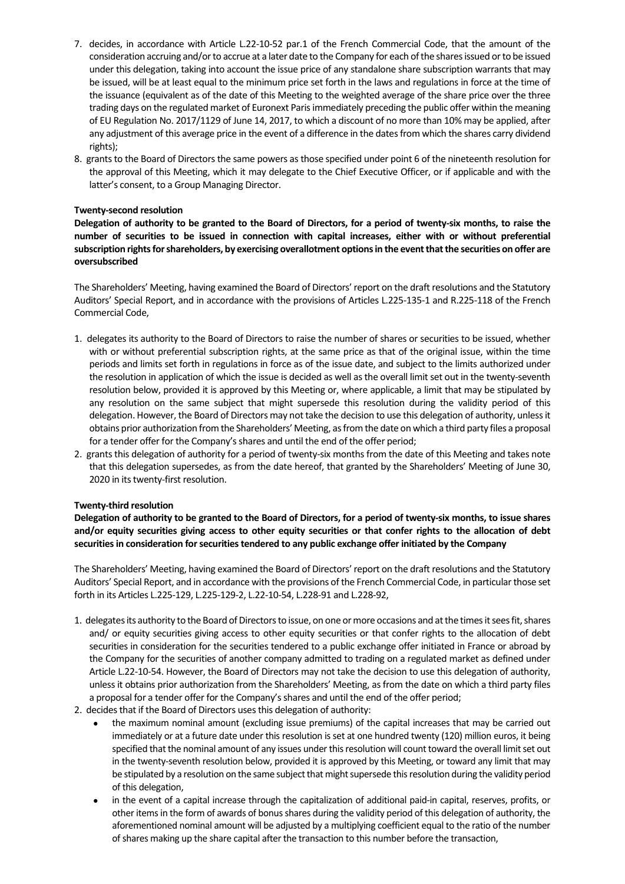7. decides, in accordance with Article L.22-10-52 par.1 of the French Commercial Code, that the amount of the consideration accruing and/or to accrue at a later date to the Company for each of the shares issued or to be issued under this delegation, taking into account the issue price of any standalone share subscription warrants that may be issued, will be at least equal to the minimum price set forth in the laws and regulations in force at the time of the issuance (equivalent as of the date of this Meeting to the weighted average of the share price over the three trading days on the regulated market of Euronext Paris immediately preceding the public offer within the meaning of EU Regulation No. 2017/1129 of June 14, 2017, to which a discount of no more than 10% may be applied, after any adjustment of this average price in the event of a difference in the dates from which the shares carry dividend rights);
8. grants to the Board of Directors the same powers as those specified under point 6 of the nineteenth resolution for the approval of this Meeting, which it may delegate to the Chief Executive Officer, or if applicable and with the latter's consent, to a Group Managing Director.

**Twenty-second resolution**

**Delegation of authority to be granted to the Board of Directors, for a period of twenty-six months, to raise the number of securities to be issued in connection with capital increases, either with or without preferential subscription rights for shareholders, by exercising overallotment options in the event that the securities on offer are oversubscribed**

The Shareholders' Meeting, having examined the Board of Directors' report on the draft resolutions and the Statutory Auditors' Special Report, and in accordance with the provisions of Articles L.225-135-1 and R.225-118 of the French Commercial Code,

1. delegates its authority to the Board of Directors to raise the number of shares or securities to be issued, whether with or without preferential subscription rights, at the same price as that of the original issue, within the time periods and limits set forth in regulations in force as of the issue date, and subject to the limits authorized under the resolution in application of which the issue is decided as well as the overall limit set out in the twenty-seventh resolution below, provided it is approved by this Meeting or, where applicable, a limit that may be stipulated by any resolution on the same subject that might supersede this resolution during the validity period of this delegation. However, the Board of Directors may not take the decision to use this delegation of authority, unless it obtains prior authorization from the Shareholders' Meeting, as from the date on which a third party files a proposal for a tender offer for the Company's shares and until the end of the offer period;
2. grants this delegation of authority for a period of twenty-six months from the date of this Meeting and takes note that this delegation supersedes, as from the date hereof, that granted by the Shareholders' Meeting of June 30, 2020 in its twenty-first resolution.

**Twenty-third resolution**

**Delegation of authority to be granted to the Board of Directors, for a period of twenty-six months, to issue shares and/or equity securities giving access to other equity securities or that confer rights to the allocation of debt securities in consideration for securities tendered to any public exchange offer initiated by the Company**

The Shareholders' Meeting, having examined the Board of Directors' report on the draft resolutions and the Statutory Auditors' Special Report, and in accordance with the provisions of the French Commercial Code, in particular those set forth in its Articles L.225-129, L.225-129-2, L.22-10-54, L.228-91 and L.228-92,

1. delegates its authority to the Board of Directors to issue, on one or more occasions and at the times it sees fit, shares and/ or equity securities giving access to other equity securities or that confer rights to the allocation of debt securities in consideration for the securities tendered to a public exchange offer initiated in France or abroad by the Company for the securities of another company admitted to trading on a regulated market as defined under Article L.22-10-54. However, the Board of Directors may not take the decision to use this delegation of authority, unless it obtains prior authorization from the Shareholders' Meeting, as from the date on which a third party files a proposal for a tender offer for the Company's shares and until the end of the offer period;
2. decides that if the Board of Directors uses this delegation of authority:
   - the maximum nominal amount (excluding issue premiums) of the capital increases that may be carried out immediately or at a future date under this resolution is set at one hundred twenty (120) million euros, it being specified that the nominal amount of any issues under this resolution will count toward the overall limit set out in the twenty-seventh resolution below, provided it is approved by this Meeting, or toward any limit that may be stipulated by a resolution on the same subject that might supersede this resolution during the validity period of this delegation,
   - in the event of a capital increase through the capitalization of additional paid-in capital, reserves, profits, or other items in the form of awards of bonus shares during the validity period of this delegation of authority, the aforementioned nominal amount will be adjusted by a multiplying coefficient equal to the ratio of the number of shares making up the share capital after the transaction to this number before the transaction,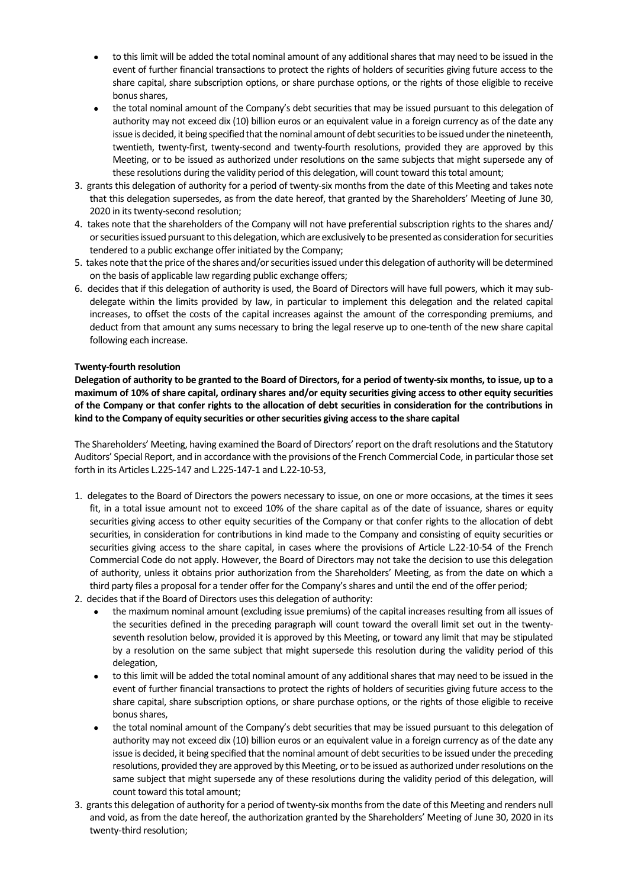- to this limit will be added the total nominal amount of any additional shares that may need to be issued in the event of further financial transactions to protect the rights of holders of securities giving future access to the share capital, share subscription options, or share purchase options, or the rights of those eligible to receive bonus shares,
- the total nominal amount of the Company's debt securities that may be issued pursuant to this delegation of authority may not exceed dix (10) billion euros or an equivalent value in a foreign currency as of the date any issue is decided, it being specified that the nominal amount of debt securities to be issued under the nineteenth, twentieth, twenty-first, twenty-second and twenty-fourth resolutions, provided they are approved by this Meeting, or to be issued as authorized under resolutions on the same subjects that might supersede any of these resolutions during the validity period of this delegation, will count toward this total amount;

3. grants this delegation of authority for a period of twenty-six months from the date of this Meeting and takes note that this delegation supersedes, as from the date hereof, that granted by the Shareholders' Meeting of June 30, 2020 in its twenty-second resolution;
4. takes note that the shareholders of the Company will not have preferential subscription rights to the shares and/ or securities issued pursuant to this delegation, which are exclusively to be presented as consideration for securities tendered to a public exchange offer initiated by the Company;
5. takes note that the price of the shares and/or securities issued under this delegation of authority will be determined on the basis of applicable law regarding public exchange offers;
6. decides that if this delegation of authority is used, the Board of Directors will have full powers, which it may sub-delegate within the limits provided by law, in particular to implement this delegation and the related capital increases, to offset the costs of the capital increases against the amount of the corresponding premiums, and deduct from that amount any sums necessary to bring the legal reserve up to one-tenth of the new share capital following each increase.

**Twenty-fourth resolution**

**Delegation of authority to be granted to the Board of Directors, for a period of twenty-six months, to issue, up to a maximum of 10% of share capital, ordinary shares and/or equity securities giving access to other equity securities of the Company or that confer rights to the allocation of debt securities in consideration for the contributions in kind to the Company of equity securities or other securities giving access to the share capital**

The Shareholders' Meeting, having examined the Board of Directors' report on the draft resolutions and the Statutory Auditors' Special Report, and in accordance with the provisions of the French Commercial Code, in particular those set forth in its Articles L.225-147 and L.225-147-1 and L.22-10-53,

1. delegates to the Board of Directors the powers necessary to issue, on one or more occasions, at the times it sees fit, in a total issue amount not to exceed 10% of the share capital as of the date of issuance, shares or equity securities giving access to other equity securities of the Company or that confer rights to the allocation of debt securities, in consideration for contributions in kind made to the Company and consisting of equity securities or securities giving access to the share capital, in cases where the provisions of Article L.22-10-54 of the French Commercial Code do not apply. However, the Board of Directors may not take the decision to use this delegation of authority, unless it obtains prior authorization from the Shareholders' Meeting, as from the date on which a third party files a proposal for a tender offer for the Company's shares and until the end of the offer period;
2. decides that if the Board of Directors uses this delegation of authority:
   - the maximum nominal amount (excluding issue premiums) of the capital increases resulting from all issues of the securities defined in the preceding paragraph will count toward the overall limit set out in the twenty-seventh resolution below, provided it is approved by this Meeting, or toward any limit that may be stipulated by a resolution on the same subject that might supersede this resolution during the validity period of this delegation,
   - to this limit will be added the total nominal amount of any additional shares that may need to be issued in the event of further financial transactions to protect the rights of holders of securities giving future access to the share capital, share subscription options, or share purchase options, or the rights of those eligible to receive bonus shares,
   - the total nominal amount of the Company's debt securities that may be issued pursuant to this delegation of authority may not exceed dix (10) billion euros or an equivalent value in a foreign currency as of the date any issue is decided, it being specified that the nominal amount of debt securities to be issued under the preceding resolutions, provided they are approved by this Meeting, or to be issued as authorized under resolutions on the same subject that might supersede any of these resolutions during the validity period of this delegation, will count toward this total amount;
3. grants this delegation of authority for a period of twenty-six months from the date of this Meeting and renders null and void, as from the date hereof, the authorization granted by the Shareholders' Meeting of June 30, 2020 in its twenty-third resolution;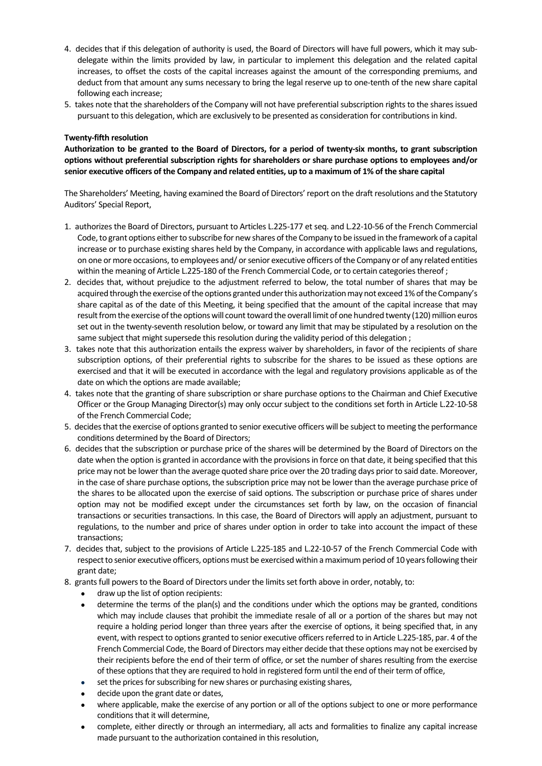4. decides that if this delegation of authority is used, the Board of Directors will have full powers, which it may sub-delegate within the limits provided by law, in particular to implement this delegation and the related capital increases, to offset the costs of the capital increases against the amount of the corresponding premiums, and deduct from that amount any sums necessary to bring the legal reserve up to one-tenth of the new share capital following each increase;
5. takes note that the shareholders of the Company will not have preferential subscription rights to the shares issued pursuant to this delegation, which are exclusively to be presented as consideration for contributions in kind.

**Twenty-fifth resolution**

**Authorization to be granted to the Board of Directors, for a period of twenty-six months, to grant subscription options without preferential subscription rights for shareholders or share purchase options to employees and/or senior executive officers of the Company and related entities, up to a maximum of 1% of the share capital**

The Shareholders' Meeting, having examined the Board of Directors' report on the draft resolutions and the Statutory Auditors' Special Report,

1. authorizes the Board of Directors, pursuant to Articles L.225-177 et seq. and L.22-10-56 of the French Commercial Code, to grant options either to subscribe for new shares of the Company to be issued in the framework of a capital increase or to purchase existing shares held by the Company, in accordance with applicable laws and regulations, on one or more occasions, to employees and/ or senior executive officers of the Company or of any related entities within the meaning of Article L.225-180 of the French Commercial Code, or to certain categories thereof ;
2. decides that, without prejudice to the adjustment referred to below, the total number of shares that may be acquired through the exercise of the options granted under this authorization may not exceed 1% of the Company's share capital as of the date of this Meeting, it being specified that the amount of the capital increase that may result from the exercise of the options will count toward the overall limit of one hundred twenty (120) million euros set out in the twenty-seventh resolution below, or toward any limit that may be stipulated by a resolution on the same subject that might supersede this resolution during the validity period of this delegation ;
3. takes note that this authorization entails the express waiver by shareholders, in favor of the recipients of share subscription options, of their preferential rights to subscribe for the shares to be issued as these options are exercised and that it will be executed in accordance with the legal and regulatory provisions applicable as of the date on which the options are made available;
4. takes note that the granting of share subscription or share purchase options to the Chairman and Chief Executive Officer or the Group Managing Director(s) may only occur subject to the conditions set forth in Article L.22-10-58 of the French Commercial Code;
5. decides that the exercise of options granted to senior executive officers will be subject to meeting the performance conditions determined by the Board of Directors;
6. decides that the subscription or purchase price of the shares will be determined by the Board of Directors on the date when the option is granted in accordance with the provisions in force on that date, it being specified that this price may not be lower than the average quoted share price over the 20 trading days prior to said date. Moreover, in the case of share purchase options, the subscription price may not be lower than the average purchase price of the shares to be allocated upon the exercise of said options. The subscription or purchase price of shares under option may not be modified except under the circumstances set forth by law, on the occasion of financial transactions or securities transactions. In this case, the Board of Directors will apply an adjustment, pursuant to regulations, to the number and price of shares under option in order to take into account the impact of these transactions;
7. decides that, subject to the provisions of Article L.225-185 and L.22-10-57 of the French Commercial Code with respect to senior executive officers, options must be exercised within a maximum period of 10 years following their grant date;
8. grants full powers to the Board of Directors under the limits set forth above in order, notably, to:
   - draw up the list of option recipients:
   - determine the terms of the plan(s) and the conditions under which the options may be granted, conditions which may include clauses that prohibit the immediate resale of all or a portion of the shares but may not require a holding period longer than three years after the exercise of options, it being specified that, in any event, with respect to options granted to senior executive officers referred to in Article L.225-185, par. 4 of the French Commercial Code, the Board of Directors may either decide that these options may not be exercised by their recipients before the end of their term of office, or set the number of shares resulting from the exercise of these options that they are required to hold in registered form until the end of their term of office,
   - set the prices for subscribing for new shares or purchasing existing shares,
   - decide upon the grant date or dates,
   - where applicable, make the exercise of any portion or all of the options subject to one or more performance conditions that it will determine,
   - complete, either directly or through an intermediary, all acts and formalities to finalize any capital increase made pursuant to the authorization contained in this resolution,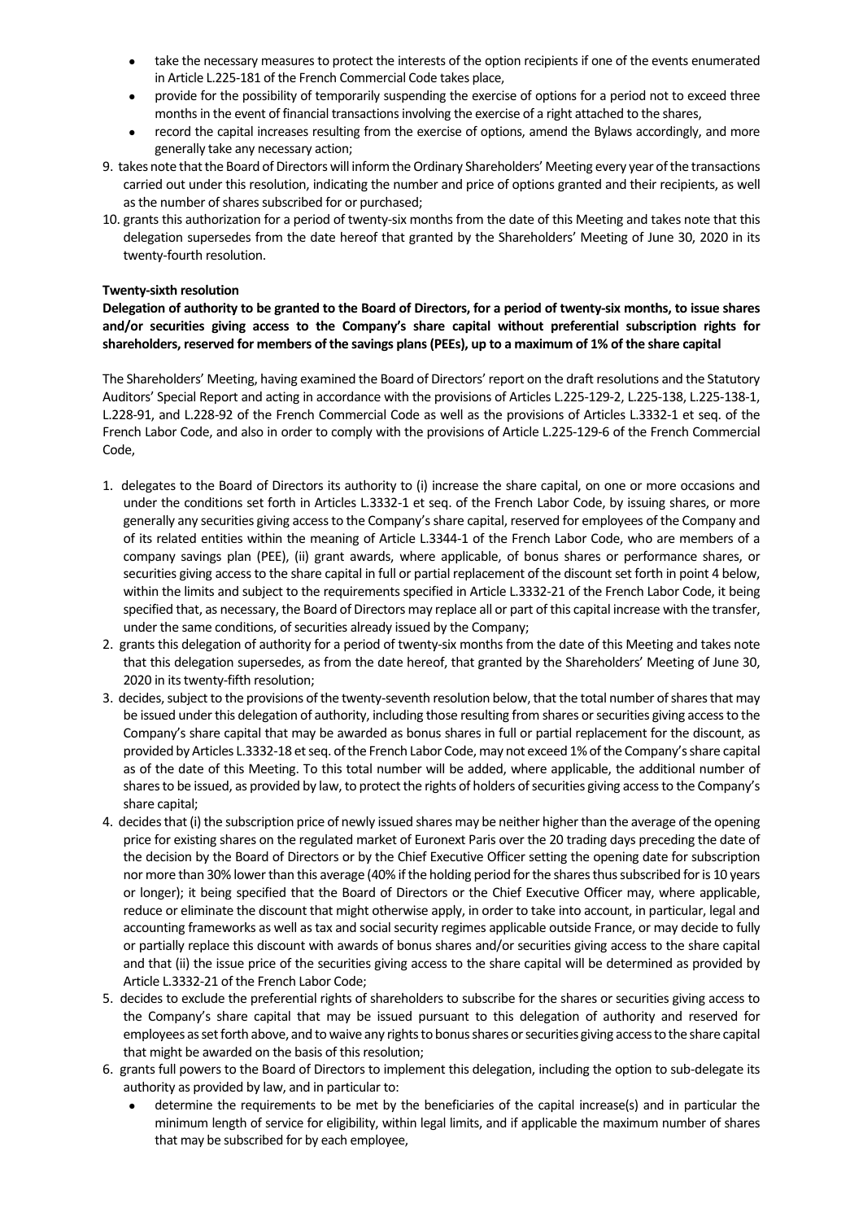- take the necessary measures to protect the interests of the option recipients if one of the events enumerated in Article L.225-181 of the French Commercial Code takes place,
- provide for the possibility of temporarily suspending the exercise of options for a period not to exceed three months in the event of financial transactions involving the exercise of a right attached to the shares,
- record the capital increases resulting from the exercise of options, amend the Bylaws accordingly, and more generally take any necessary action;

9. takes note that the Board of Directors will inform the Ordinary Shareholders' Meeting every year of the transactions carried out under this resolution, indicating the number and price of options granted and their recipients, as well as the number of shares subscribed for or purchased;
10. grants this authorization for a period of twenty-six months from the date of this Meeting and takes note that this delegation supersedes from the date hereof that granted by the Shareholders' Meeting of June 30, 2020 in its twenty-fourth resolution.

**Twenty-sixth resolution**

**Delegation of authority to be granted to the Board of Directors, for a period of twenty-six months, to issue shares and/or securities giving access to the Company's share capital without preferential subscription rights for shareholders, reserved for members of the savings plans (PEEs), up to a maximum of 1% of the share capital**

The Shareholders' Meeting, having examined the Board of Directors' report on the draft resolutions and the Statutory Auditors' Special Report and acting in accordance with the provisions of Articles L.225-129-2, L.225-138, L.225-138-1, L.228-91, and L.228-92 of the French Commercial Code as well as the provisions of Articles L.3332-1 et seq. of the French Labor Code, and also in order to comply with the provisions of Article L.225-129-6 of the French Commercial Code,

1. delegates to the Board of Directors its authority to (i) increase the share capital, on one or more occasions and under the conditions set forth in Articles L.3332-1 et seq. of the French Labor Code, by issuing shares, or more generally any securities giving access to the Company's share capital, reserved for employees of the Company and of its related entities within the meaning of Article L.3344-1 of the French Labor Code, who are members of a company savings plan (PEE), (ii) grant awards, where applicable, of bonus shares or performance shares, or securities giving access to the share capital in full or partial replacement of the discount set forth in point 4 below, within the limits and subject to the requirements specified in Article L.3332-21 of the French Labor Code, it being specified that, as necessary, the Board of Directors may replace all or part of this capital increase with the transfer, under the same conditions, of securities already issued by the Company;
2. grants this delegation of authority for a period of twenty-six months from the date of this Meeting and takes note that this delegation supersedes, as from the date hereof, that granted by the Shareholders' Meeting of June 30, 2020 in its twenty-fifth resolution;
3. decides, subject to the provisions of the twenty-seventh resolution below, that the total number of shares that may be issued under this delegation of authority, including those resulting from shares or securities giving access to the Company's share capital that may be awarded as bonus shares in full or partial replacement for the discount, as provided by Articles L.3332-18 et seq. of the French Labor Code, may not exceed 1% of the Company's share capital as of the date of this Meeting. To this total number will be added, where applicable, the additional number of shares to be issued, as provided by law, to protect the rights of holders of securities giving access to the Company's share capital;
4. decides that (i) the subscription price of newly issued shares may be neither higher than the average of the opening price for existing shares on the regulated market of Euronext Paris over the 20 trading days preceding the date of the decision by the Board of Directors or by the Chief Executive Officer setting the opening date for subscription nor more than 30% lower than this average (40% if the holding period for the shares thus subscribed for is 10 years or longer); it being specified that the Board of Directors or the Chief Executive Officer may, where applicable, reduce or eliminate the discount that might otherwise apply, in order to take into account, in particular, legal and accounting frameworks as well as tax and social security regimes applicable outside France, or may decide to fully or partially replace this discount with awards of bonus shares and/or securities giving access to the share capital and that (ii) the issue price of the securities giving access to the share capital will be determined as provided by Article L.3332-21 of the French Labor Code;
5. decides to exclude the preferential rights of shareholders to subscribe for the shares or securities giving access to the Company's share capital that may be issued pursuant to this delegation of authority and reserved for employees as set forth above, and to waive any rights to bonus shares or securities giving access to the share capital that might be awarded on the basis of this resolution;
6. grants full powers to the Board of Directors to implement this delegation, including the option to sub-delegate its authority as provided by law, and in particular to:
   - determine the requirements to be met by the beneficiaries of the capital increase(s) and in particular the minimum length of service for eligibility, within legal limits, and if applicable the maximum number of shares that may be subscribed for by each employee,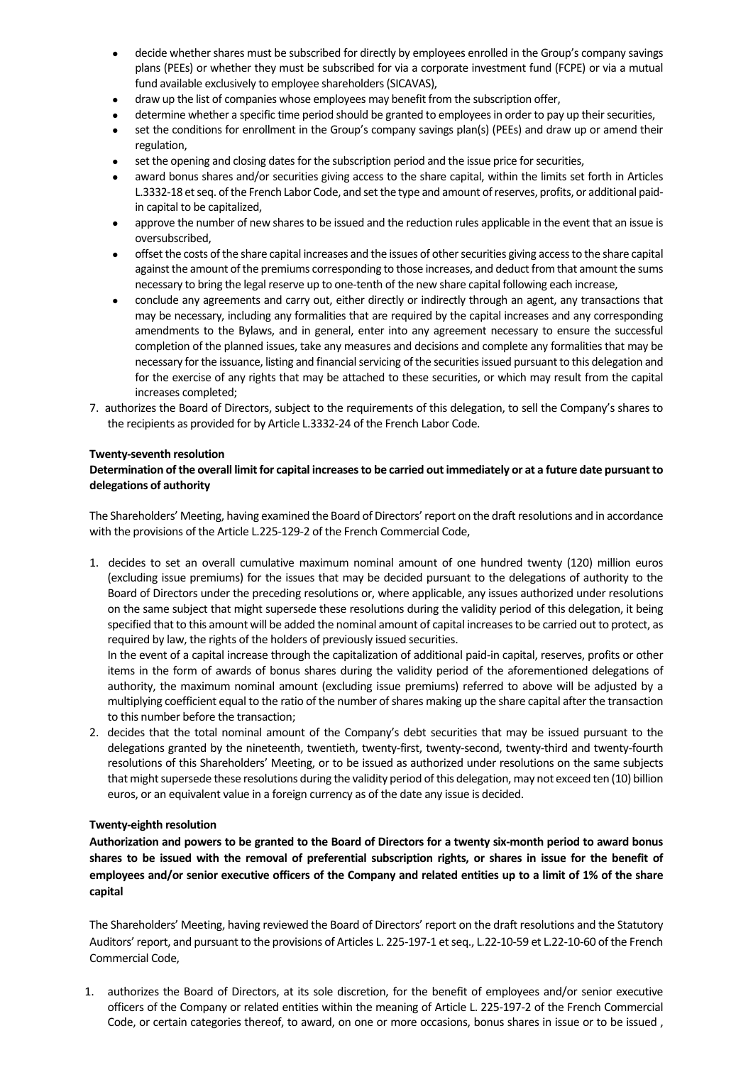- decide whether shares must be subscribed for directly by employees enrolled in the Group's company savings plans (PEEs) or whether they must be subscribed for via a corporate investment fund (FCPE) or via a mutual fund available exclusively to employee shareholders (SICAVAS),
- draw up the list of companies whose employees may benefit from the subscription offer,
- determine whether a specific time period should be granted to employees in order to pay up their securities,
- set the conditions for enrollment in the Group's company savings plan(s) (PEEs) and draw up or amend their regulation,
- set the opening and closing dates for the subscription period and the issue price for securities,
- award bonus shares and/or securities giving access to the share capital, within the limits set forth in Articles L.3332-18 et seq. of the French Labor Code, and set the type and amount of reserves, profits, or additional paid-in capital to be capitalized,
- approve the number of new shares to be issued and the reduction rules applicable in the event that an issue is oversubscribed,
- offset the costs of the share capital increases and the issues of other securities giving access to the share capital against the amount of the premiums corresponding to those increases, and deduct from that amount the sums necessary to bring the legal reserve up to one-tenth of the new share capital following each increase,
- conclude any agreements and carry out, either directly or indirectly through an agent, any transactions that may be necessary, including any formalities that are required by the capital increases and any corresponding amendments to the Bylaws, and in general, enter into any agreement necessary to ensure the successful completion of the planned issues, take any measures and decisions and complete any formalities that may be necessary for the issuance, listing and financial servicing of the securities issued pursuant to this delegation and for the exercise of any rights that may be attached to these securities, or which may result from the capital increases completed;

7. authorizes the Board of Directors, subject to the requirements of this delegation, to sell the Company's shares to the recipients as provided for by Article L.3332-24 of the French Labor Code.

**Twenty-seventh resolution**

**Determination of the overall limit for capital increases to be carried out immediately or at a future date pursuant to delegations of authority**

The Shareholders' Meeting, having examined the Board of Directors' report on the draft resolutions and in accordance with the provisions of the Article L.225-129-2 of the French Commercial Code,

1. decides to set an overall cumulative maximum nominal amount of one hundred twenty (120) million euros (excluding issue premiums) for the issues that may be decided pursuant to the delegations of authority to the Board of Directors under the preceding resolutions or, where applicable, any issues authorized under resolutions on the same subject that might supersede these resolutions during the validity period of this delegation, it being specified that to this amount will be added the nominal amount of capital increases to be carried out to protect, as required by law, the rights of the holders of previously issued securities.
   In the event of a capital increase through the capitalization of additional paid-in capital, reserves, profits or other items in the form of awards of bonus shares during the validity period of the aforementioned delegations of authority, the maximum nominal amount (excluding issue premiums) referred to above will be adjusted by a multiplying coefficient equal to the ratio of the number of shares making up the share capital after the transaction to this number before the transaction;
2. decides that the total nominal amount of the Company's debt securities that may be issued pursuant to the delegations granted by the nineteenth, twentieth, twenty-first, twenty-second, twenty-third and twenty-fourth resolutions of this Shareholders' Meeting, or to be issued as authorized under resolutions on the same subjects that might supersede these resolutions during the validity period of this delegation, may not exceed ten (10) billion euros, or an equivalent value in a foreign currency as of the date any issue is decided.

**Twenty-eighth resolution**

**Authorization and powers to be granted to the Board of Directors for a twenty six-month period to award bonus shares to be issued with the removal of preferential subscription rights, or shares in issue for the benefit of employees and/or senior executive officers of the Company and related entities up to a limit of 1% of the share capital**

The Shareholders' Meeting, having reviewed the Board of Directors' report on the draft resolutions and the Statutory Auditors' report, and pursuant to the provisions of Articles L. 225-197-1 et seq., L.22-10-59 et L.22-10-60 of the French Commercial Code,

1. authorizes the Board of Directors, at its sole discretion, for the benefit of employees and/or senior executive officers of the Company or related entities within the meaning of Article L. 225-197-2 of the French Commercial Code, or certain categories thereof, to award, on one or more occasions, bonus shares in issue or to be issued ,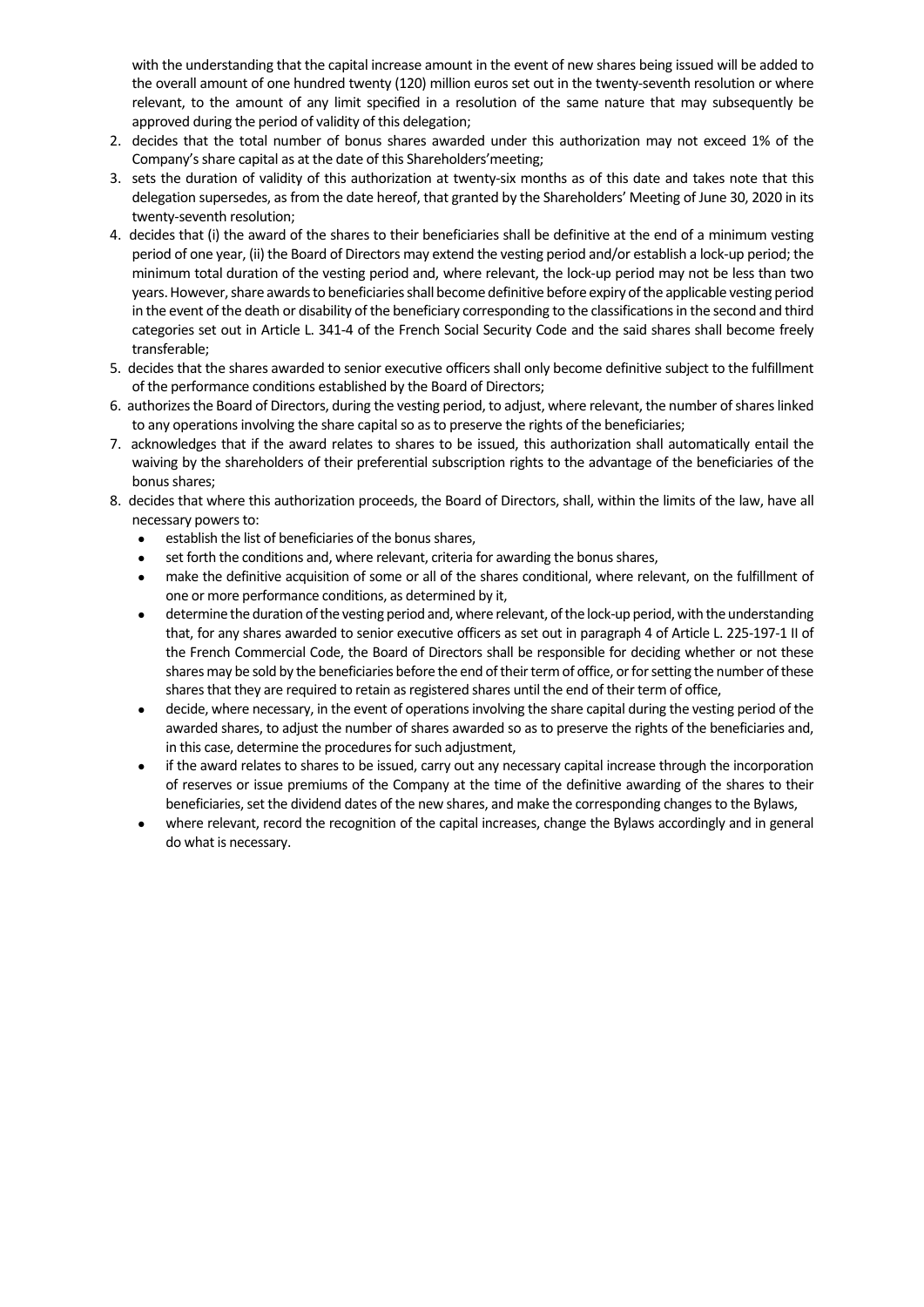with the understanding that the capital increase amount in the event of new shares being issued will be added to the overall amount of one hundred twenty (120) million euros set out in the twenty-seventh resolution or where relevant, to the amount of any limit specified in a resolution of the same nature that may subsequently be approved during the period of validity of this delegation;

2. decides that the total number of bonus shares awarded under this authorization may not exceed 1% of the Company's share capital as at the date of this Shareholders'meeting;
3. sets the duration of validity of this authorization at twenty-six months as of this date and takes note that this delegation supersedes, as from the date hereof, that granted by the Shareholders' Meeting of June 30, 2020 in its twenty-seventh resolution;
4. decides that (i) the award of the shares to their beneficiaries shall be definitive at the end of a minimum vesting period of one year, (ii) the Board of Directors may extend the vesting period and/or establish a lock-up period; the minimum total duration of the vesting period and, where relevant, the lock-up period may not be less than two years. However, share awards to beneficiaries shall become definitive before expiry of the applicable vesting period in the event of the death or disability of the beneficiary corresponding to the classifications in the second and third categories set out in Article L. 341-4 of the French Social Security Code and the said shares shall become freely transferable;
5. decides that the shares awarded to senior executive officers shall only become definitive subject to the fulfillment of the performance conditions established by the Board of Directors;
6. authorizes the Board of Directors, during the vesting period, to adjust, where relevant, the number of shares linked to any operations involving the share capital so as to preserve the rights of the beneficiaries;
7. acknowledges that if the award relates to shares to be issued, this authorization shall automatically entail the waiving by the shareholders of their preferential subscription rights to the advantage of the beneficiaries of the bonus shares;
8. decides that where this authorization proceeds, the Board of Directors, shall, within the limits of the law, have all necessary powers to:
   - establish the list of beneficiaries of the bonus shares,
   - set forth the conditions and, where relevant, criteria for awarding the bonus shares,
   - make the definitive acquisition of some or all of the shares conditional, where relevant, on the fulfillment of one or more performance conditions, as determined by it,
   - determine the duration of the vesting period and, where relevant, of the lock-up period, with the understanding that, for any shares awarded to senior executive officers as set out in paragraph 4 of Article L. 225-197-1 II of the French Commercial Code, the Board of Directors shall be responsible for deciding whether or not these shares may be sold by the beneficiaries before the end of their term of office, or for setting the number of these shares that they are required to retain as registered shares until the end of their term of office,
   - decide, where necessary, in the event of operations involving the share capital during the vesting period of the awarded shares, to adjust the number of shares awarded so as to preserve the rights of the beneficiaries and, in this case, determine the procedures for such adjustment,
   - if the award relates to shares to be issued, carry out any necessary capital increase through the incorporation of reserves or issue premiums of the Company at the time of the definitive awarding of the shares to their beneficiaries, set the dividend dates of the new shares, and make the corresponding changes to the Bylaws,
   - where relevant, record the recognition of the capital increases, change the Bylaws accordingly and in general do what is necessary.